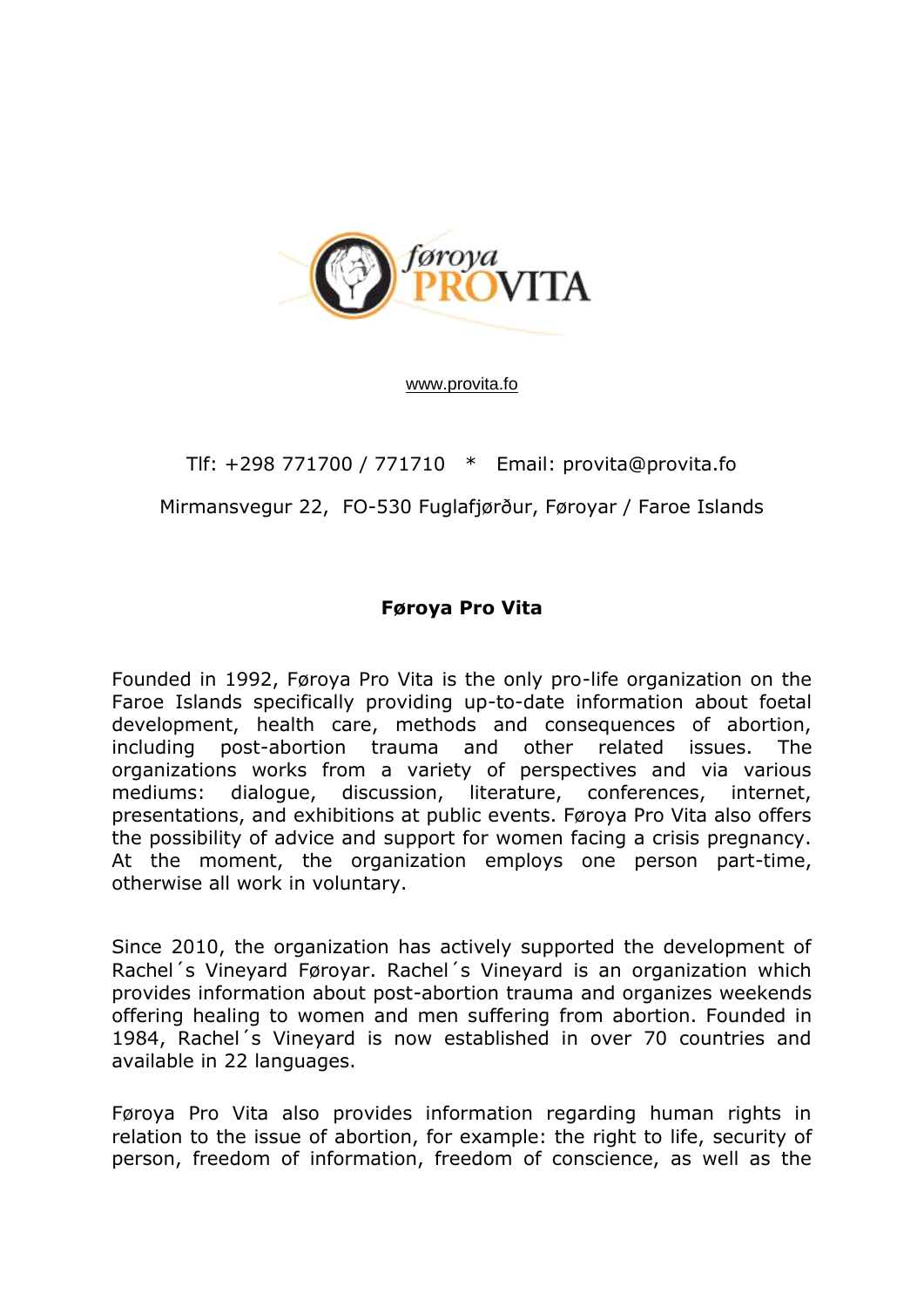føroya PROVITA

www.provita.fo

Tlf: +298 771700 / 771710 * Email: provita@provita.fo

Mirmansvegur 22, FO-530 Fuglafjørður, Føroyar / Faroe Islands

**Føroya Pro Vita**

Founded in 1992, Føroya Pro Vita is the only pro-life organization on the Faroe Islands specifically providing up-to-date information about foetal development, health care, methods and consequences of abortion, including post-abortion trauma and other related issues. The organizations works from a variety of perspectives and via various mediums: dialogue, discussion, literature, conferences, internet, presentations, and exhibitions at public events. Føroya Pro Vita also offers the possibility of advice and support for women facing a crisis pregnancy. At the moment, the organization employs one person part-time, otherwise all work in voluntary.

Since 2010, the organization has actively supported the development of Rachel´s Vineyard Føroyar. Rachel´s Vineyard is an organization which provides information about post-abortion trauma and organizes weekends offering healing to women and men suffering from abortion. Founded in 1984, Rachel´s Vineyard is now established in over 70 countries and available in 22 languages.

Føroya Pro Vita also provides information regarding human rights in relation to the issue of abortion, for example: the right to life, security of person, freedom of information, freedom of conscience, as well as the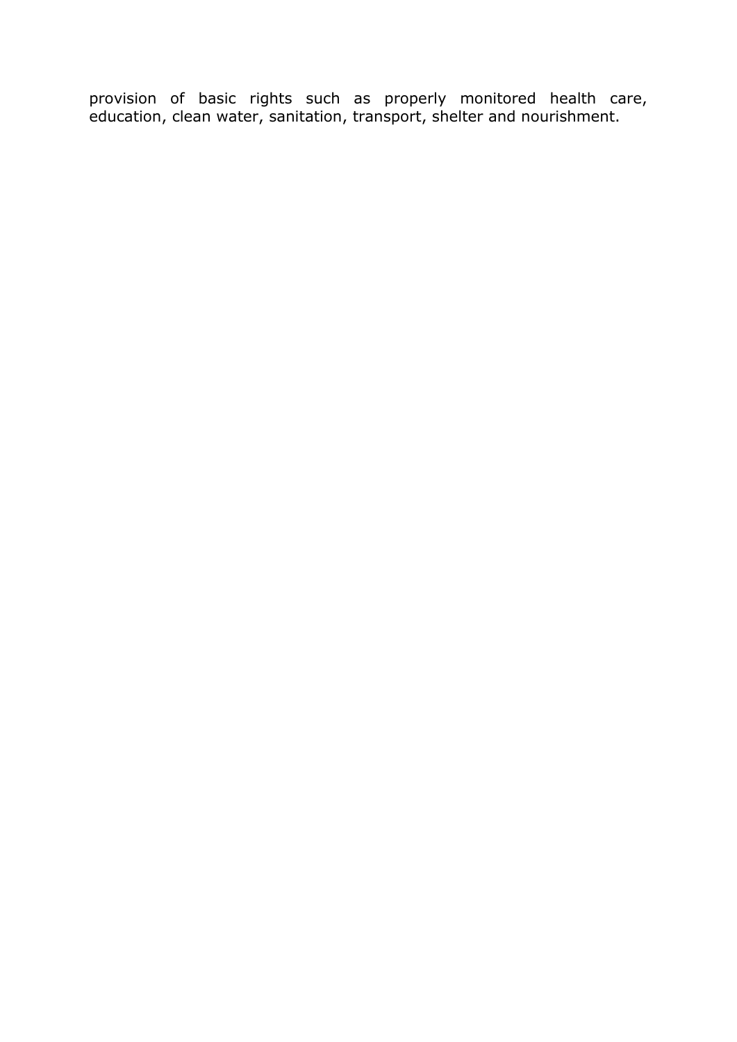provision of basic rights such as properly monitored health care, education, clean water, sanitation, transport, shelter and nourishment.